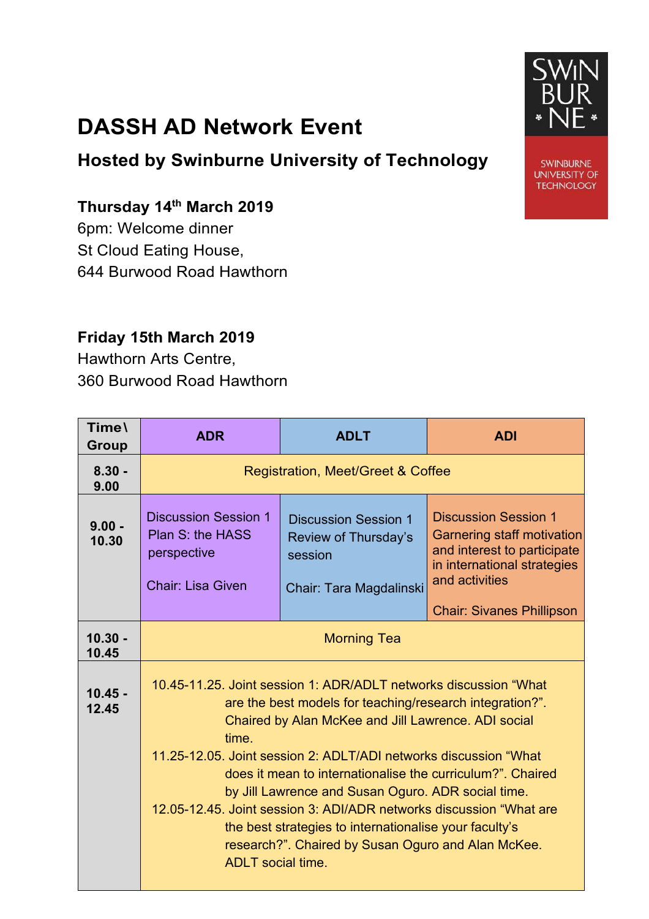# DASSH AD Network Event

## Hosted by Swinburne University of Technology

SWINBURNE UNIVERSITY OF TECHNOLOGY

**Thursday 14th March 2019**
6pm: Welcome dinner
St Cloud Eating House,
644 Burwood Road Hawthorn

**Friday 15th March 2019**
Hawthorn Arts Centre,
360 Burwood Road Hawthorn

| Time\ Group | ADR | ADLT | ADI |
|---|---|---|---|
| **8.30 - 9.00** | Registration, Meet/Greet & Coffee | | |
| **9.00 - 10.30** | Discussion Session 1 Plan S: the HASS perspective<br><br>Chair: Lisa Given | Discussion Session 1 Review of Thursday's session<br><br>Chair: Tara Magdalinski | Discussion Session 1 Garnering staff motivation and interest to participate in international strategies and activities<br><br>Chair: Sivanes Phillipson |
| **10.30 - 10.45** | Morning Tea | | |
| **10.45 - 12.45** | 10.45-11.25. Joint session 1: ADR/ADLT networks discussion "What are the best models for teaching/research integration?". Chaired by Alan McKee and Jill Lawrence. ADI social time.<br>11.25-12.05. Joint session 2: ADLT/ADI networks discussion "What does it mean to internationalise the curriculum?". Chaired by Jill Lawrence and Susan Oguro. ADR social time.<br>12.05-12.45. Joint session 3: ADI/ADR networks discussion "What are the best strategies to internationalise your faculty's research?". Chaired by Susan Oguro and Alan McKee. ADLT social time. | | |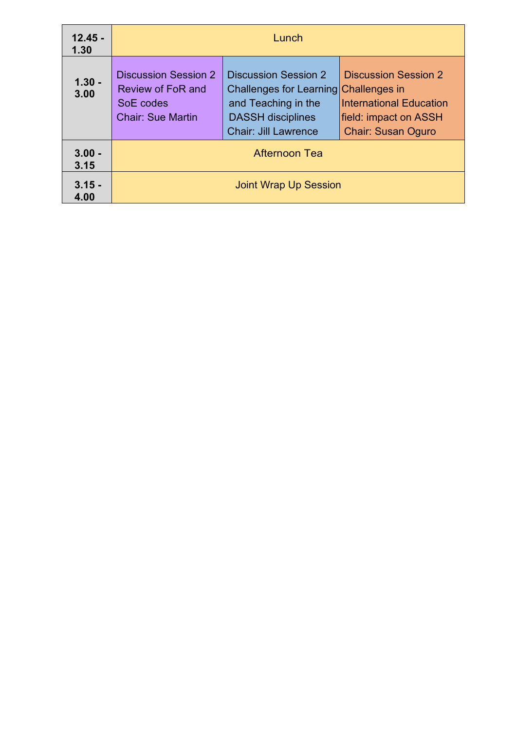| | | | |
|---|---|---|---|
| **12.45 - 1.30** | Lunch | | |
| **1.30 - 3.00** | Discussion Session 2<br>Review of FoR and SoE codes<br>Chair: Sue Martin | Discussion Session 2<br>Challenges for Learning and Teaching in the DASSH disciplines<br>Chair: Jill Lawrence | Discussion Session 2<br>Challenges in International Education field: impact on ASSH<br>Chair: Susan Oguro |
| **3.00 - 3.15** | Afternoon Tea | | |
| **3.15 - 4.00** | Joint Wrap Up Session | | |